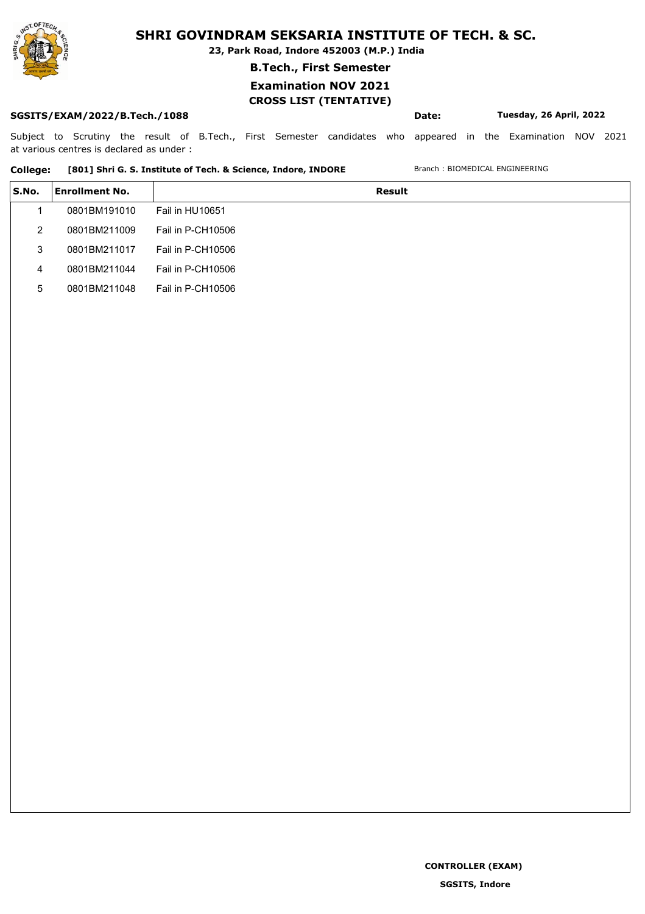# SHRI GOVINDRAM SEKSARIA INSTITUTE OF TECH. & SC.

**23, Park Road, Indore 452003 (M.P.) India**

**B.Tech., First Semester**

**Examination NOV 2021**

**CROSS LIST (TENTATIVE)**

**SGSITS/EXAM/2022/B.Tech./1088** **Date:** **Tuesday, 26 April, 2022**

Subject to Scrutiny the result of B.Tech., First Semester candidates who appeared in the Examination NOV 2021 at various centres is declared as under :

**College:** **[801] Shri G. S. Institute of Tech. & Science, Indore, INDORE** Branch : BIOMEDICAL ENGINEERING

| S.No. | Enrollment No. | Result |
|---|---|---|
| 1 | 0801BM191010 | Fail in HU10651 |
| 2 | 0801BM211009 | Fail in P-CH10506 |
| 3 | 0801BM211017 | Fail in P-CH10506 |
| 4 | 0801BM211044 | Fail in P-CH10506 |
| 5 | 0801BM211048 | Fail in P-CH10506 |

**CONTROLLER (EXAM)**

**SGSITS, Indore**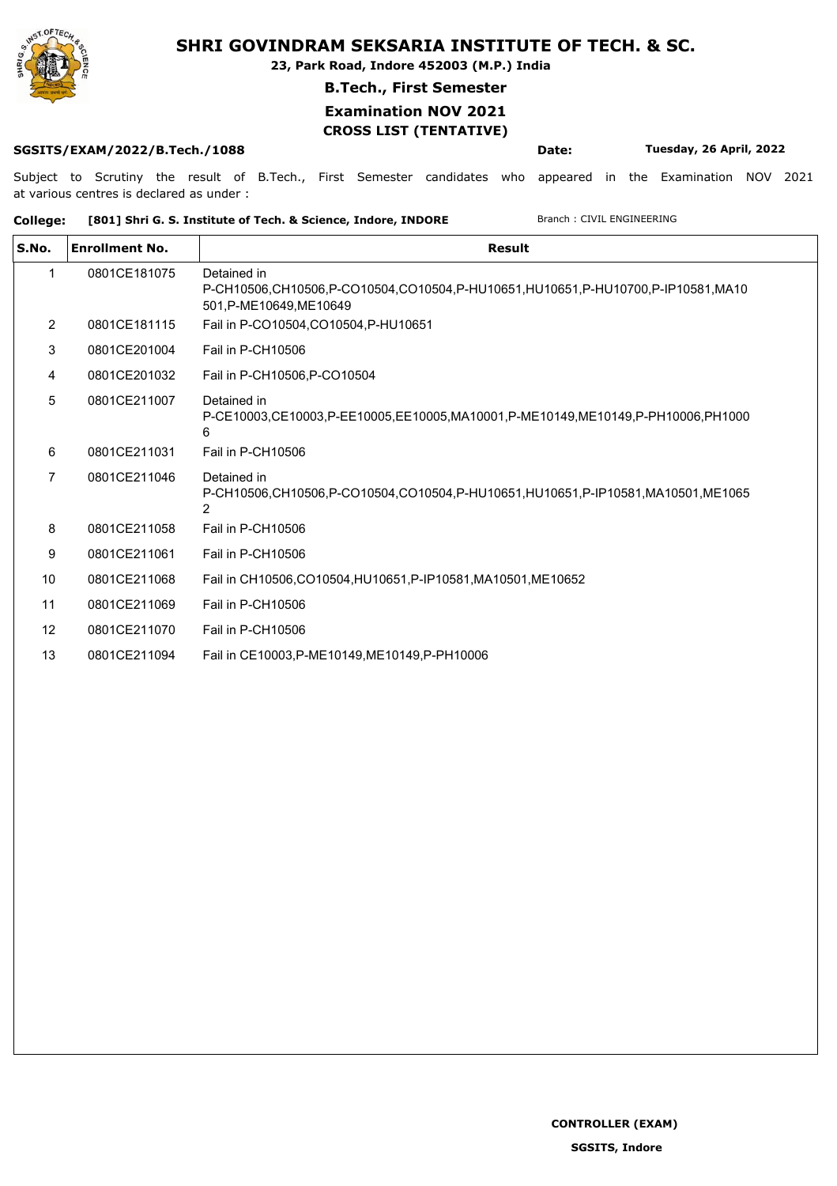# SHRI GOVINDRAM SEKSARIA INSTITUTE OF TECH. & SC.

**23, Park Road, Indore 452003 (M.P.) India**

**B.Tech., First Semester**

**Examination NOV 2021**

**CROSS LIST (TENTATIVE)**

**SGSITS/EXAM/2022/B.Tech./1088** **Date:** **Tuesday, 26 April, 2022**

Subject to Scrutiny the result of B.Tech., First Semester candidates who appeared in the Examination NOV 2021 at various centres is declared as under :

**College:** **[801] Shri G. S. Institute of Tech. & Science, Indore, INDORE** Branch : CIVIL ENGINEERING

| S.No. | Enrollment No. | Result |
|---|---|---|
| 1 | 0801CE181075 | Detained in P-CH10506,CH10506,P-CO10504,CO10504,P-HU10651,HU10651,P-HU10700,P-IP10581,MA10501,P-ME10649,ME10649 |
| 2 | 0801CE181115 | Fail in P-CO10504,CO10504,P-HU10651 |
| 3 | 0801CE201004 | Fail in P-CH10506 |
| 4 | 0801CE201032 | Fail in P-CH10506,P-CO10504 |
| 5 | 0801CE211007 | Detained in P-CE10003,CE10003,P-EE10005,EE10005,MA10001,P-ME10149,ME10149,P-PH10006,PH10006 |
| 6 | 0801CE211031 | Fail in P-CH10506 |
| 7 | 0801CE211046 | Detained in P-CH10506,CH10506,P-CO10504,CO10504,P-HU10651,HU10651,P-IP10581,MA10501,ME10652 |
| 8 | 0801CE211058 | Fail in P-CH10506 |
| 9 | 0801CE211061 | Fail in P-CH10506 |
| 10 | 0801CE211068 | Fail in CH10506,CO10504,HU10651,P-IP10581,MA10501,ME10652 |
| 11 | 0801CE211069 | Fail in P-CH10506 |
| 12 | 0801CE211070 | Fail in P-CH10506 |
| 13 | 0801CE211094 | Fail in CE10003,P-ME10149,ME10149,P-PH10006 |

**CONTROLLER (EXAM)**

**SGSITS, Indore**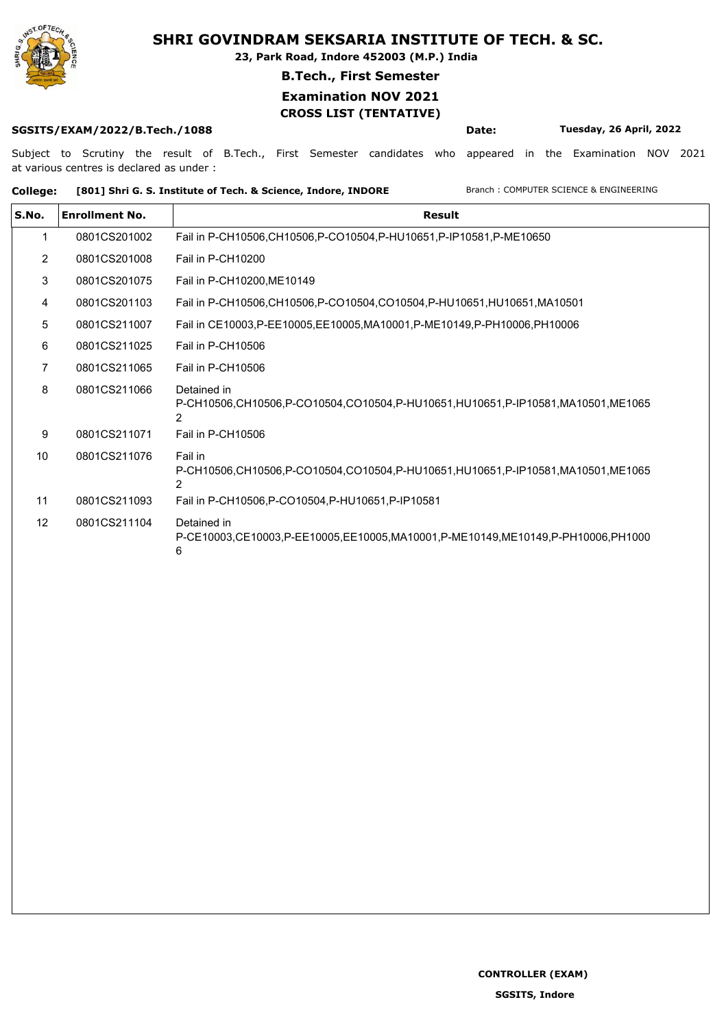# SHRI GOVINDRAM SEKSARIA INSTITUTE OF TECH. & SC.

**23, Park Road, Indore 452003 (M.P.) India**

**B.Tech., First Semester**

**Examination NOV 2021**

**CROSS LIST (TENTATIVE)**

**SGSITS/EXAM/2022/B.Tech./1088** **Date:** **Tuesday, 26 April, 2022**

Subject to Scrutiny the result of B.Tech., First Semester candidates who appeared in the Examination NOV 2021 at various centres is declared as under :

**College:** **[801] Shri G. S. Institute of Tech. & Science, Indore, INDORE** Branch : COMPUTER SCIENCE & ENGINEERING

| S.No. | Enrollment No. | Result |
|---|---|---|
| 1 | 0801CS201002 | Fail in P-CH10506,CH10506,P-CO10504,P-HU10651,P-IP10581,P-ME10650 |
| 2 | 0801CS201008 | Fail in P-CH10200 |
| 3 | 0801CS201075 | Fail in P-CH10200,ME10149 |
| 4 | 0801CS201103 | Fail in P-CH10506,CH10506,P-CO10504,CO10504,P-HU10651,HU10651,MA10501 |
| 5 | 0801CS211007 | Fail in CE10003,P-EE10005,EE10005,MA10001,P-ME10149,P-PH10006,PH10006 |
| 6 | 0801CS211025 | Fail in P-CH10506 |
| 7 | 0801CS211065 | Fail in P-CH10506 |
| 8 | 0801CS211066 | Detained in P-CH10506,CH10506,P-CO10504,CO10504,P-HU10651,HU10651,P-IP10581,MA10501,ME10652 |
| 9 | 0801CS211071 | Fail in P-CH10506 |
| 10 | 0801CS211076 | Fail in P-CH10506,CH10506,P-CO10504,CO10504,P-HU10651,HU10651,P-IP10581,MA10501,ME10652 |
| 11 | 0801CS211093 | Fail in P-CH10506,P-CO10504,P-HU10651,P-IP10581 |
| 12 | 0801CS211104 | Detained in P-CE10003,CE10003,P-EE10005,EE10005,MA10001,P-ME10149,ME10149,P-PH10006,PH10006 |

**CONTROLLER (EXAM)**

**SGSITS, Indore**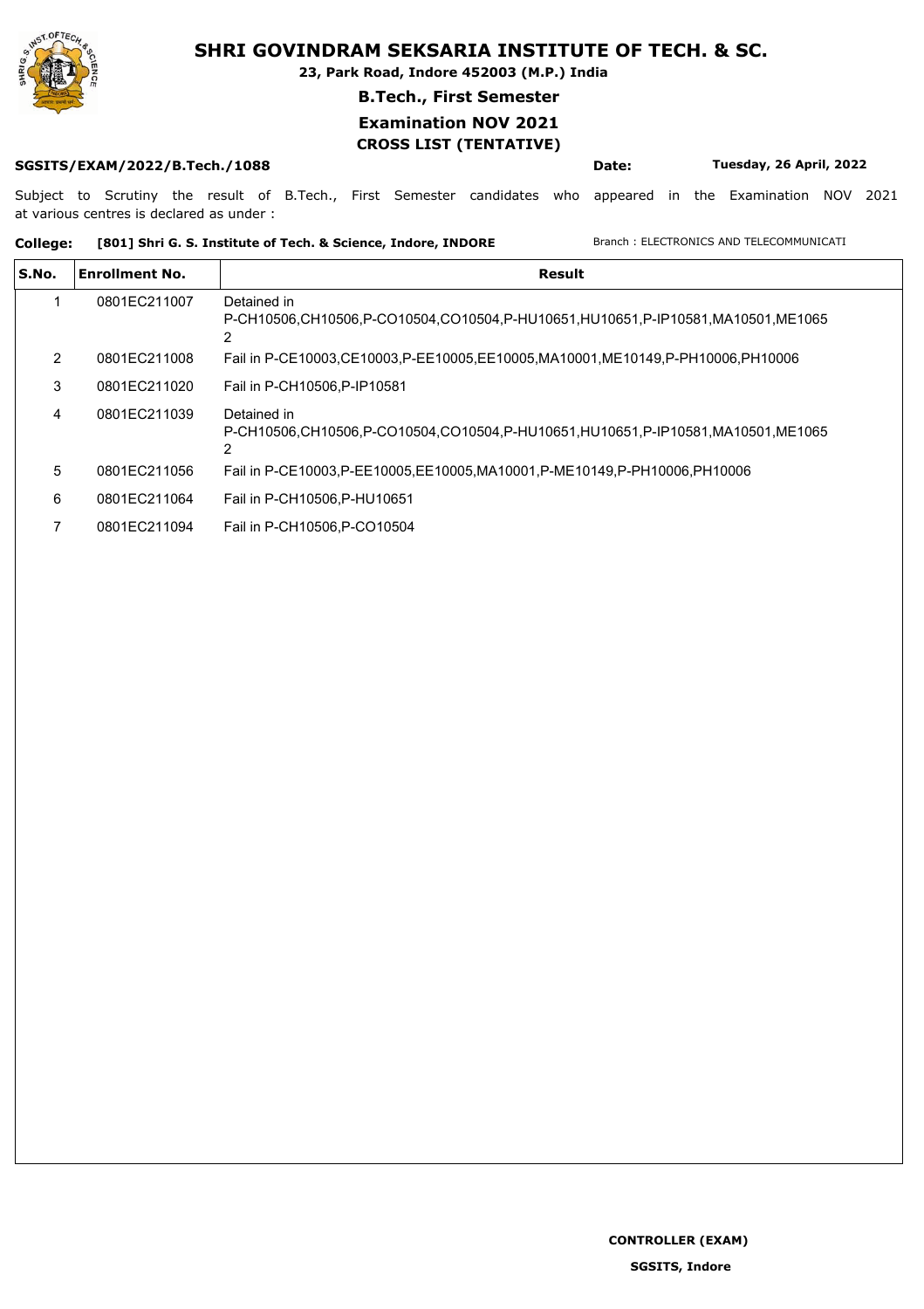# SHRI GOVINDRAM SEKSARIA INSTITUTE OF TECH. & SC.

**23, Park Road, Indore 452003 (M.P.) India**

**B.Tech., First Semester**

**Examination NOV 2021**

**CROSS LIST (TENTATIVE)**

**SGSITS/EXAM/2022/B.Tech./1088** **Date: Tuesday, 26 April, 2022**

Subject to Scrutiny the result of B.Tech., First Semester candidates who appeared in the Examination NOV 2021 at various centres is declared as under :

**College: [801] Shri G. S. Institute of Tech. & Science, Indore, INDORE** Branch : ELECTRONICS AND TELECOMMUNICATI

| S.No. | Enrollment No. | Result |
|---|---|---|
| 1 | 0801EC211007 | Detained in P-CH10506,CH10506,P-CO10504,CO10504,P-HU10651,HU10651,P-IP10581,MA10501,ME10652 |
| 2 | 0801EC211008 | Fail in P-CE10003,CE10003,P-EE10005,EE10005,MA10001,ME10149,P-PH10006,PH10006 |
| 3 | 0801EC211020 | Fail in P-CH10506,P-IP10581 |
| 4 | 0801EC211039 | Detained in P-CH10506,CH10506,P-CO10504,CO10504,P-HU10651,HU10651,P-IP10581,MA10501,ME10652 |
| 5 | 0801EC211056 | Fail in P-CE10003,P-EE10005,EE10005,MA10001,P-ME10149,P-PH10006,PH10006 |
| 6 | 0801EC211064 | Fail in P-CH10506,P-HU10651 |
| 7 | 0801EC211094 | Fail in P-CH10506,P-CO10504 |

**CONTROLLER (EXAM)**

**SGSITS, Indore**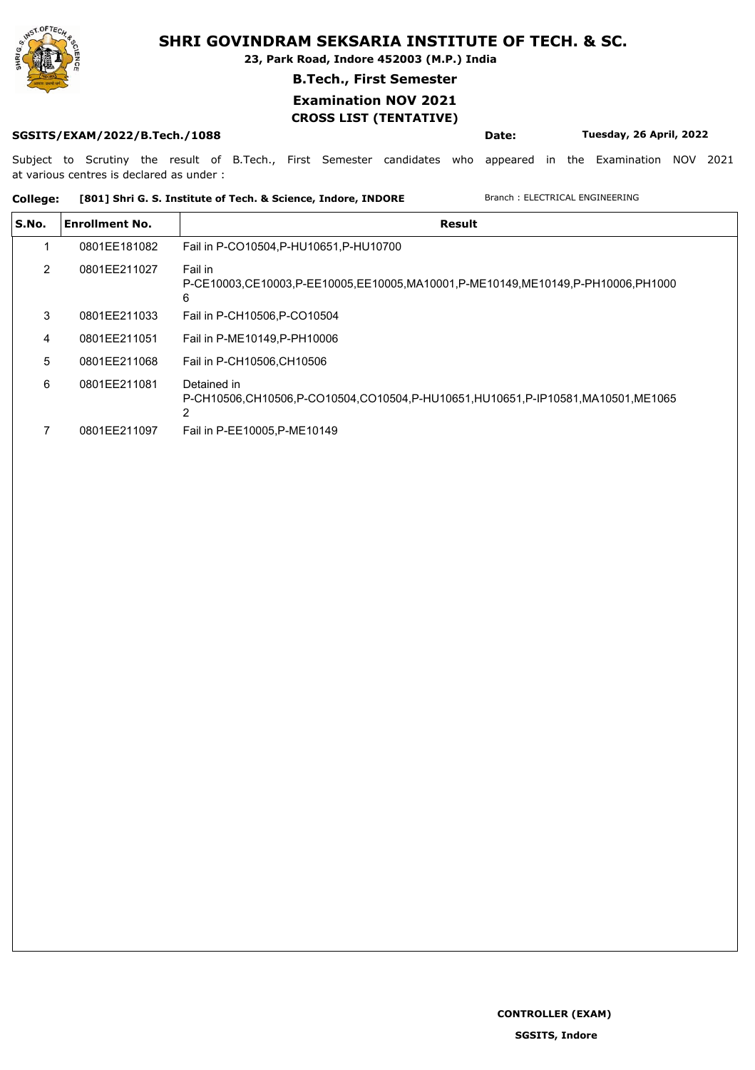# SHRI GOVINDRAM SEKSARIA INSTITUTE OF TECH. & SC.

**23, Park Road, Indore 452003 (M.P.) India**

**B.Tech., First Semester**

**Examination NOV 2021**

**CROSS LIST (TENTATIVE)**

**SGSITS/EXAM/2022/B.Tech./1088** **Date:** **Tuesday, 26 April, 2022**

Subject to Scrutiny the result of B.Tech., First Semester candidates who appeared in the Examination NOV 2021 at various centres is declared as under :

**College:** **[801] Shri G. S. Institute of Tech. & Science, Indore, INDORE** Branch : ELECTRICAL ENGINEERING

| S.No. | Enrollment No. | Result |
|---|---|---|
| 1 | 0801EE181082 | Fail in P-CO10504,P-HU10651,P-HU10700 |
| 2 | 0801EE211027 | Fail in P-CE10003,CE10003,P-EE10005,EE10005,MA10001,P-ME10149,ME10149,P-PH10006,PH10006 |
| 3 | 0801EE211033 | Fail in P-CH10506,P-CO10504 |
| 4 | 0801EE211051 | Fail in P-ME10149,P-PH10006 |
| 5 | 0801EE211068 | Fail in P-CH10506,CH10506 |
| 6 | 0801EE211081 | Detained in P-CH10506,CH10506,P-CO10504,CO10504,P-HU10651,HU10651,P-IP10581,MA10501,ME10652 |
| 7 | 0801EE211097 | Fail in P-EE10005,P-ME10149 |

**CONTROLLER (EXAM)**

**SGSITS, Indore**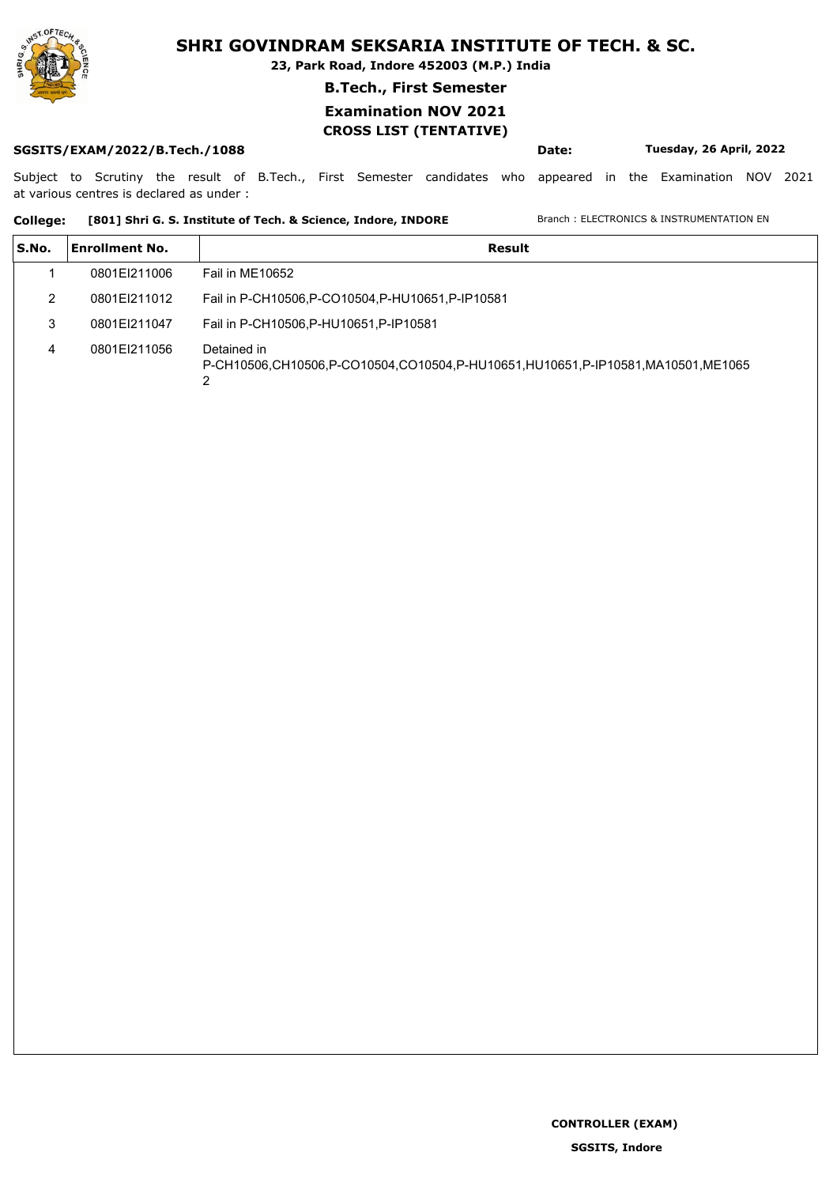# SHRI GOVINDRAM SEKSARIA INSTITUTE OF TECH. & SC.

**23, Park Road, Indore 452003 (M.P.) India**

**B.Tech., First Semester**

**Examination NOV 2021**

**CROSS LIST (TENTATIVE)**

**SGSITS/EXAM/2022/B.Tech./1088** **Date:** **Tuesday, 26 April, 2022**

Subject to Scrutiny the result of B.Tech., First Semester candidates who appeared in the Examination NOV 2021 at various centres is declared as under :

**College:** **[801] Shri G. S. Institute of Tech. & Science, Indore, INDORE** Branch : ELECTRONICS & INSTRUMENTATION EN

| S.No. | Enrollment No. | Result |
|---|---|---|
| 1 | 0801EI211006 | Fail in ME10652 |
| 2 | 0801EI211012 | Fail in P-CH10506,P-CO10504,P-HU10651,P-IP10581 |
| 3 | 0801EI211047 | Fail in P-CH10506,P-HU10651,P-IP10581 |
| 4 | 0801EI211056 | Detained in P-CH10506,CH10506,P-CO10504,CO10504,P-HU10651,HU10651,P-IP10581,MA10501,ME10652 |

**CONTROLLER (EXAM)**

**SGSITS, Indore**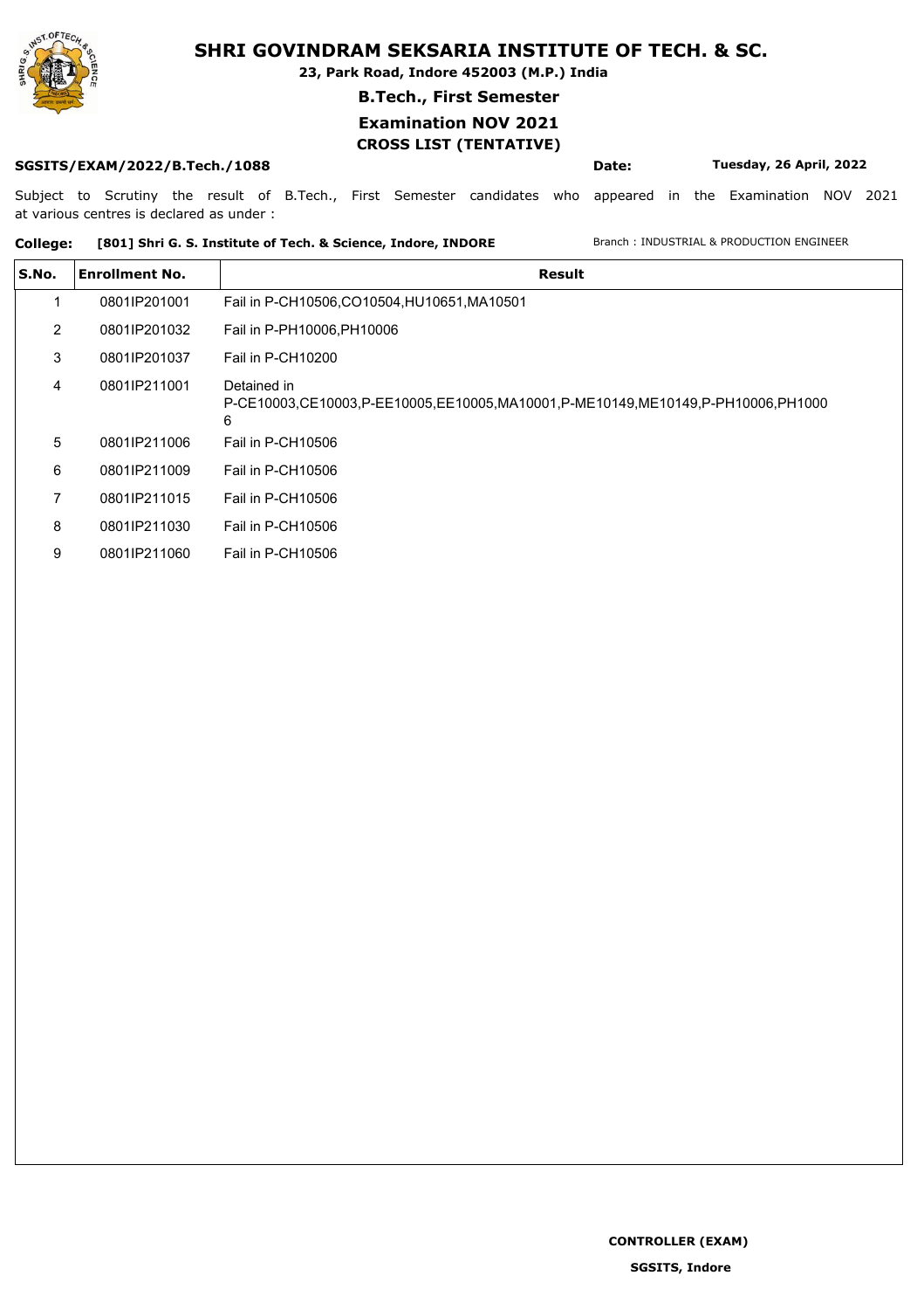# SHRI GOVINDRAM SEKSARIA INSTITUTE OF TECH. & SC.

**23, Park Road, Indore 452003 (M.P.) India**

**B.Tech., First Semester**

**Examination NOV 2021**

**CROSS LIST (TENTATIVE)**

**SGSITS/EXAM/2022/B.Tech./1088** **Date:** **Tuesday, 26 April, 2022**

Subject to Scrutiny the result of B.Tech., First Semester candidates who appeared in the Examination NOV 2021 at various centres is declared as under :

**College:** **[801] Shri G. S. Institute of Tech. & Science, Indore, INDORE** Branch : INDUSTRIAL & PRODUCTION ENGINEER

| S.No. | Enrollment No. | Result |
|---|---|---|
| 1 | 0801IP201001 | Fail in P-CH10506,CO10504,HU10651,MA10501 |
| 2 | 0801IP201032 | Fail in P-PH10006,PH10006 |
| 3 | 0801IP201037 | Fail in P-CH10200 |
| 4 | 0801IP211001 | Detained in P-CE10003,CE10003,P-EE10005,EE10005,MA10001,P-ME10149,ME10149,P-PH10006,PH10006 |
| 5 | 0801IP211006 | Fail in P-CH10506 |
| 6 | 0801IP211009 | Fail in P-CH10506 |
| 7 | 0801IP211015 | Fail in P-CH10506 |
| 8 | 0801IP211030 | Fail in P-CH10506 |
| 9 | 0801IP211060 | Fail in P-CH10506 |

**CONTROLLER (EXAM)**

**SGSITS, Indore**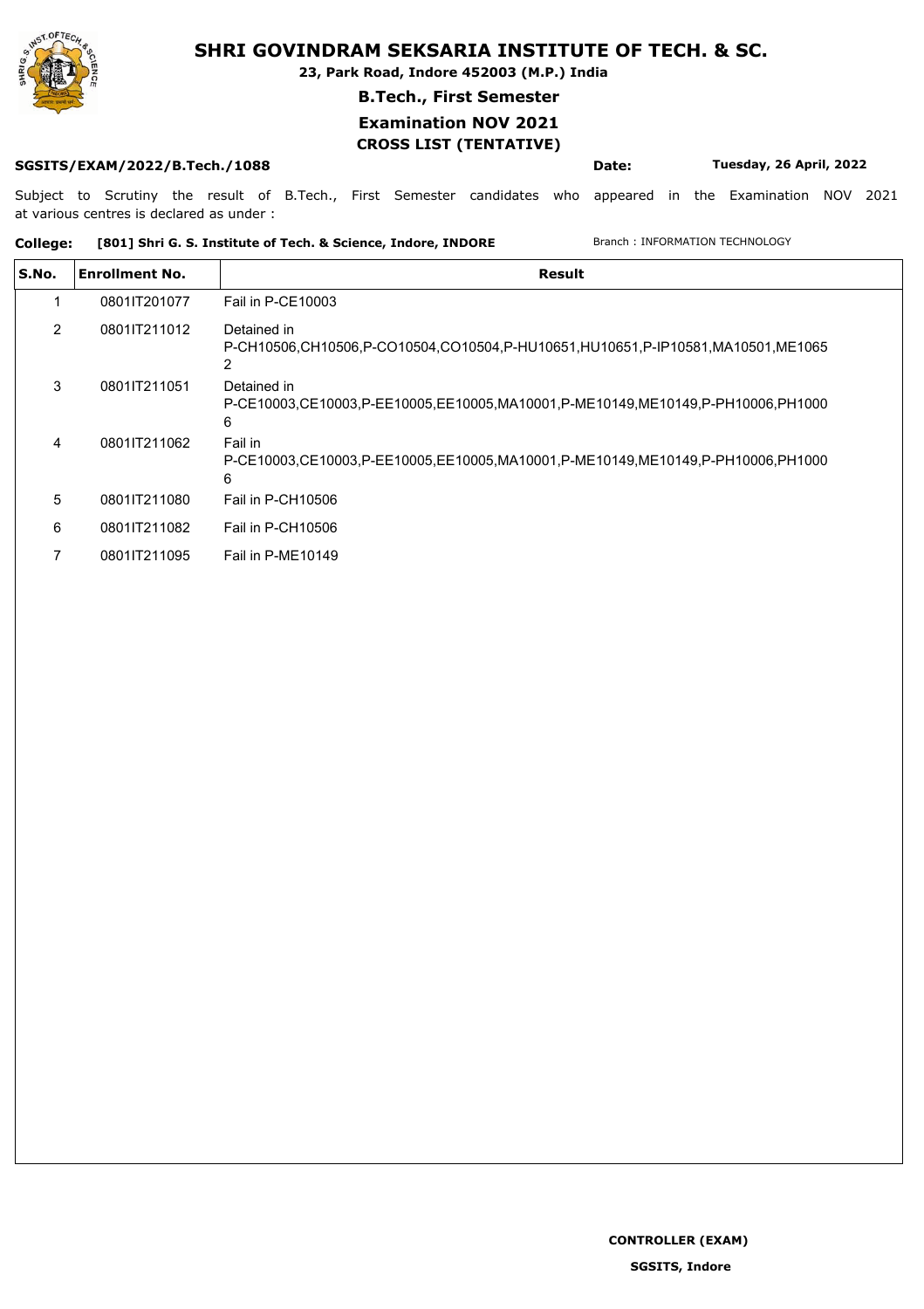# SHRI GOVINDRAM SEKSARIA INSTITUTE OF TECH. & SC.

**23, Park Road, Indore 452003 (M.P.) India**

**B.Tech., First Semester**

**Examination NOV 2021**

**CROSS LIST (TENTATIVE)**

**SGSITS/EXAM/2022/B.Tech./1088** **Date:** **Tuesday, 26 April, 2022**

Subject to Scrutiny the result of B.Tech., First Semester candidates who appeared in the Examination NOV 2021 at various centres is declared as under :

**College:** **[801] Shri G. S. Institute of Tech. & Science, Indore, INDORE** Branch : INFORMATION TECHNOLOGY

| S.No. | Enrollment No. | Result |
|---|---|---|
| 1 | 0801IT201077 | Fail in P-CE10003 |
| 2 | 0801IT211012 | Detained in P-CH10506,CH10506,P-CO10504,CO10504,P-HU10651,HU10651,P-IP10581,MA10501,ME10652 |
| 3 | 0801IT211051 | Detained in P-CE10003,CE10003,P-EE10005,EE10005,MA10001,P-ME10149,ME10149,P-PH10006,PH10006 |
| 4 | 0801IT211062 | Fail in P-CE10003,CE10003,P-EE10005,EE10005,MA10001,P-ME10149,ME10149,P-PH10006,PH10006 |
| 5 | 0801IT211080 | Fail in P-CH10506 |
| 6 | 0801IT211082 | Fail in P-CH10506 |
| 7 | 0801IT211095 | Fail in P-ME10149 |

**CONTROLLER (EXAM)**

**SGSITS, Indore**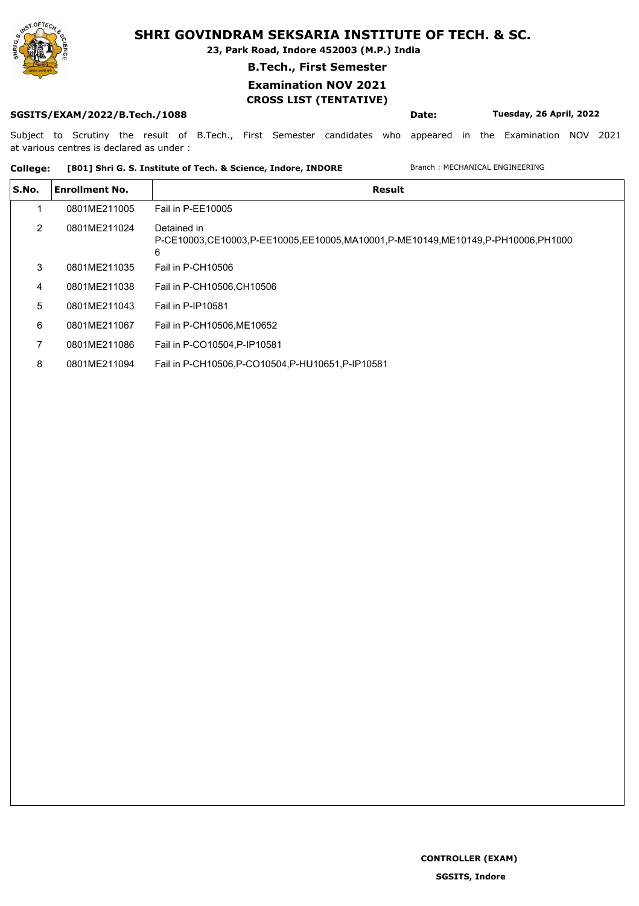# SHRI GOVINDRAM SEKSARIA INSTITUTE OF TECH. & SC.

**23, Park Road, Indore 452003 (M.P.) India**

**B.Tech., First Semester**

**Examination NOV 2021**

**CROSS LIST (TENTATIVE)**

**SGSITS/EXAM/2022/B.Tech./1088** **Date:** **Tuesday, 26 April, 2022**

Subject to Scrutiny the result of B.Tech., First Semester candidates who appeared in the Examination NOV 2021 at various centres is declared as under :

**College:** **[801] Shri G. S. Institute of Tech. & Science, Indore, INDORE** Branch : MECHANICAL ENGINEERING

| S.No. | Enrollment No. | Result |
|---|---|---|
| 1 | 0801ME211005 | Fail in P-EE10005 |
| 2 | 0801ME211024 | Detained in P-CE10003,CE10003,P-EE10005,EE10005,MA10001,P-ME10149,ME10149,P-PH10006,PH10006 |
| 3 | 0801ME211035 | Fail in P-CH10506 |
| 4 | 0801ME211038 | Fail in P-CH10506,CH10506 |
| 5 | 0801ME211043 | Fail in P-IP10581 |
| 6 | 0801ME211067 | Fail in P-CH10506,ME10652 |
| 7 | 0801ME211086 | Fail in P-CO10504,P-IP10581 |
| 8 | 0801ME211094 | Fail in P-CH10506,P-CO10504,P-HU10651,P-IP10581 |

**CONTROLLER (EXAM)**

**SGSITS, Indore**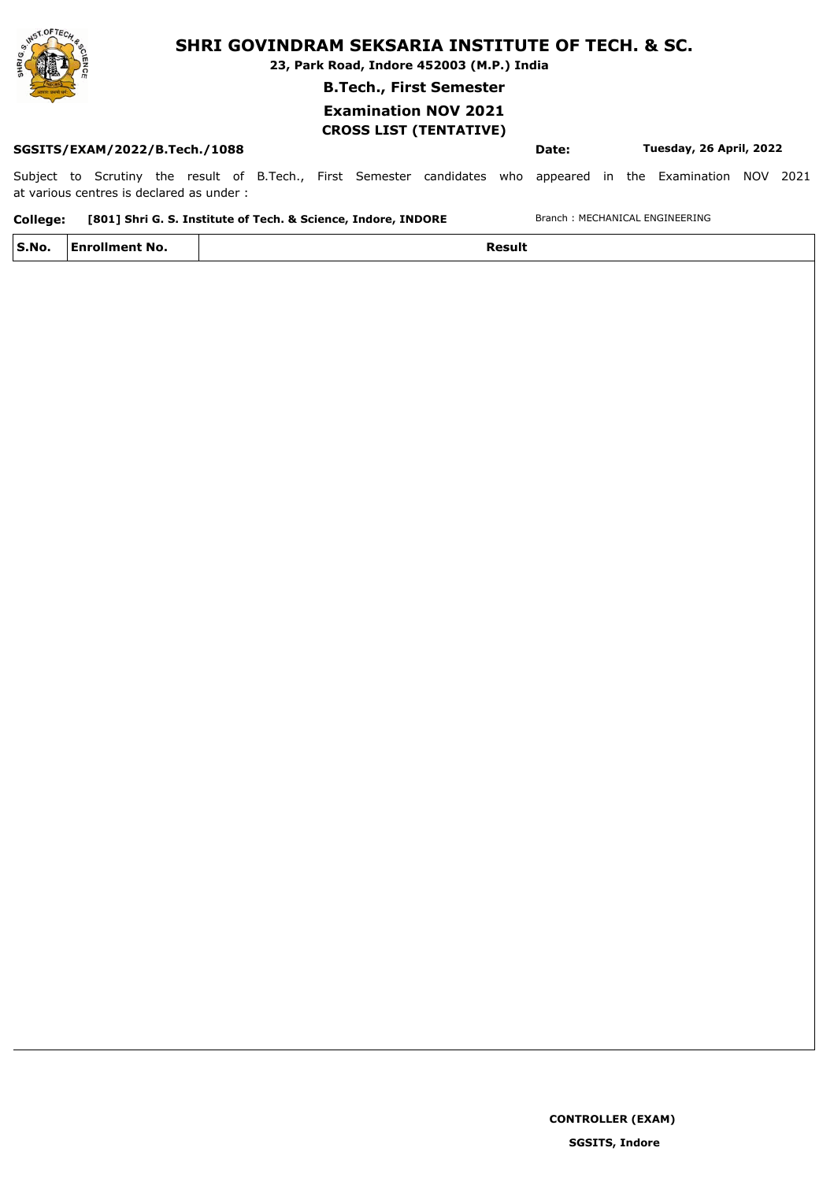# SHRI GOVINDRAM SEKSARIA INSTITUTE OF TECH. & SC.

**23, Park Road, Indore 452003 (M.P.) India**

**B.Tech., First Semester**

**Examination NOV 2021**

**CROSS LIST (TENTATIVE)**

**SGSITS/EXAM/2022/B.Tech./1088** **Date:** **Tuesday, 26 April, 2022**

Subject to Scrutiny the result of B.Tech., First Semester candidates who appeared in the Examination NOV 2021 at various centres is declared as under :

**College:** **[801] Shri G. S. Institute of Tech. & Science, Indore, INDORE** Branch : MECHANICAL ENGINEERING

| S.No. | Enrollment No. | Result |
|---|---|---|

**CONTROLLER (EXAM)**

**SGSITS, Indore**